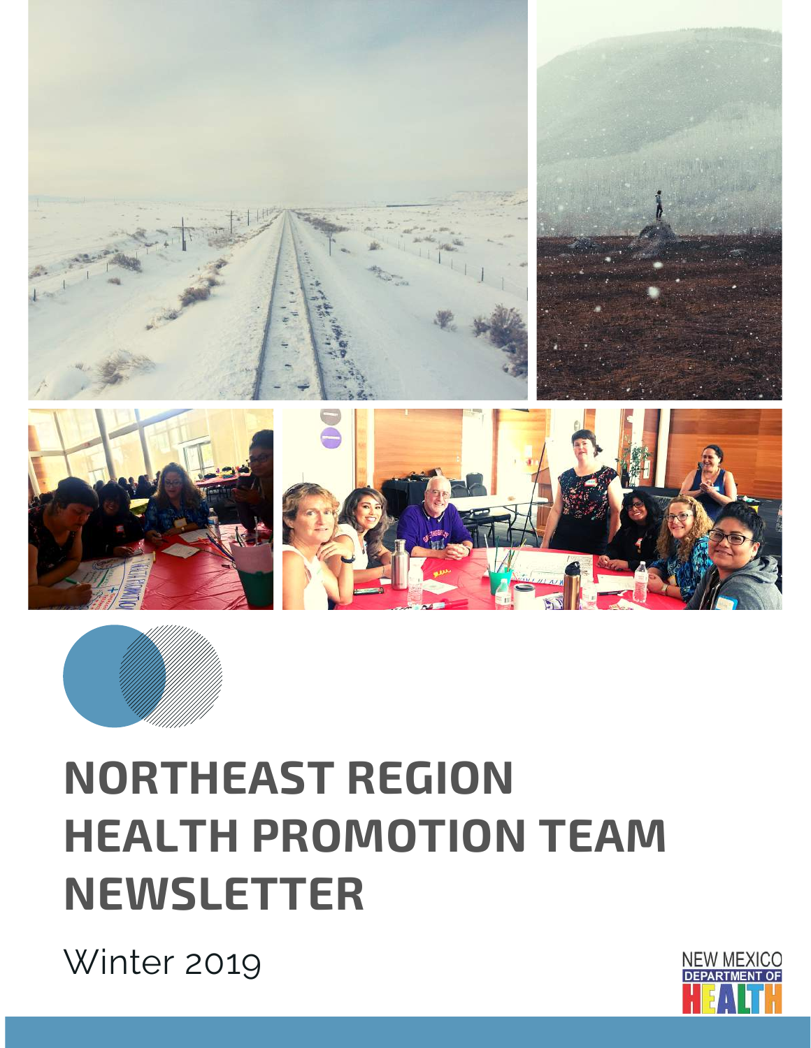# NORTHEAST REGION HEALTH PROMOTION TEAM NEWSLETTER

Winter 2019

NEW MEXICO DEPARTMENT OF HEALTH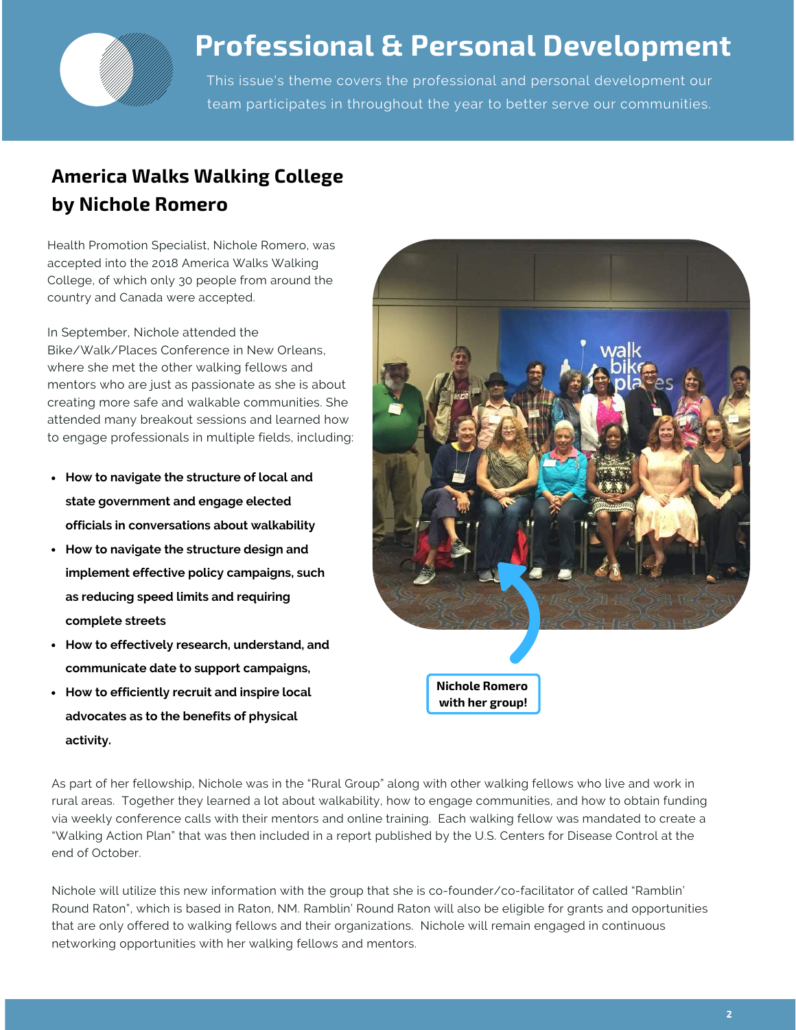# Professional & Personal Development

This issue's theme covers the professional and personal development our team participates in throughout the year to better serve our communities.

## America Walks Walking College by Nichole Romero

Health Promotion Specialist, Nichole Romero, was accepted into the 2018 America Walks Walking College, of which only 30 people from around the country and Canada were accepted.

In September, Nichole attended the Bike/Walk/Places Conference in New Orleans, where she met the other walking fellows and mentors who are just as passionate as she is about creating more safe and walkable communities. She attended many breakout sessions and learned how to engage professionals in multiple fields, including:

- **How to navigate the structure of local and state government and engage elected officials in conversations about walkability**
- **How to navigate the structure design and implement effective policy campaigns, such as reducing speed limits and requiring complete streets**
- **How to effectively research, understand, and communicate date to support campaigns,**
- **How to efficiently recruit and inspire local advocates as to the benefits of physical activity.**

**Nichole Romero with her group!**

As part of her fellowship, Nichole was in the "Rural Group" along with other walking fellows who live and work in rural areas. Together they learned a lot about walkability, how to engage communities, and how to obtain funding via weekly conference calls with their mentors and online training. Each walking fellow was mandated to create a "Walking Action Plan" that was then included in a report published by the U.S. Centers for Disease Control at the end of October.

Nichole will utilize this new information with the group that she is co-founder/co-facilitator of called "Ramblin' Round Raton", which is based in Raton, NM. Ramblin' Round Raton will also be eligible for grants and opportunities that are only offered to walking fellows and their organizations. Nichole will remain engaged in continuous networking opportunities with her walking fellows and mentors.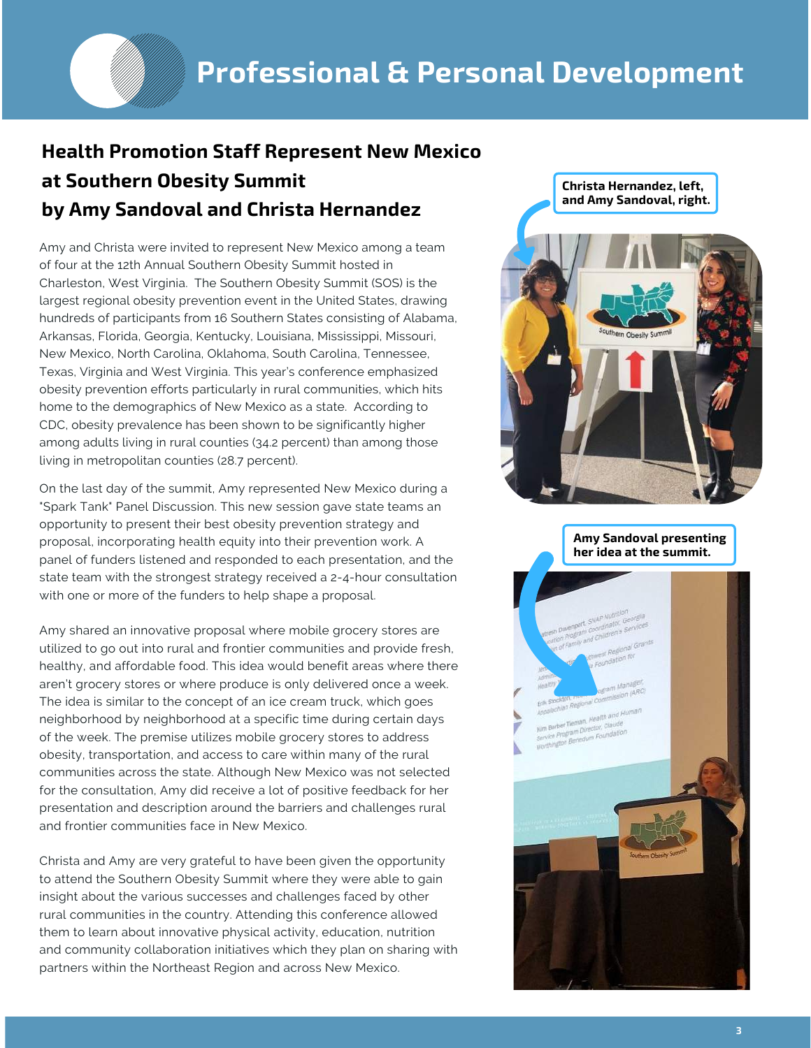# Professional & Personal Development

## Health Promotion Staff Represent New Mexico at Southern Obesity Summit by Amy Sandoval and Christa Hernandez

Amy and Christa were invited to represent New Mexico among a team of four at the 12th Annual Southern Obesity Summit hosted in Charleston, West Virginia. The Southern Obesity Summit (SOS) is the largest regional obesity prevention event in the United States, drawing hundreds of participants from 16 Southern States consisting of Alabama, Arkansas, Florida, Georgia, Kentucky, Louisiana, Mississippi, Missouri, New Mexico, North Carolina, Oklahoma, South Carolina, Tennessee, Texas, Virginia and West Virginia. This year's conference emphasized obesity prevention efforts particularly in rural communities, which hits home to the demographics of New Mexico as a state. According to CDC, obesity prevalence has been shown to be significantly higher among adults living in rural counties (34.2 percent) than among those living in metropolitan counties (28.7 percent).

On the last day of the summit, Amy represented New Mexico during a "Spark Tank" Panel Discussion. This new session gave state teams an opportunity to present their best obesity prevention strategy and proposal, incorporating health equity into their prevention work. A panel of funders listened and responded to each presentation, and the state team with the strongest strategy received a 2-4-hour consultation with one or more of the funders to help shape a proposal.

Amy shared an innovative proposal where mobile grocery stores are utilized to go out into rural and frontier communities and provide fresh, healthy, and affordable food. This idea would benefit areas where there aren't grocery stores or where produce is only delivered once a week. The idea is similar to the concept of an ice cream truck, which goes neighborhood by neighborhood at a specific time during certain days of the week. The premise utilizes mobile grocery stores to address obesity, transportation, and access to care within many of the rural communities across the state. Although New Mexico was not selected for the consultation, Amy did receive a lot of positive feedback for her presentation and description around the barriers and challenges rural and frontier communities face in New Mexico.

Christa and Amy are very grateful to have been given the opportunity to attend the Southern Obesity Summit where they were able to gain insight about the various successes and challenges faced by other rural communities in the country. Attending this conference allowed them to learn about innovative physical activity, education, nutrition and community collaboration initiatives which they plan on sharing with partners within the Northeast Region and across New Mexico.

**Christa Hernandez, left, and Amy Sandoval, right.**

**Amy Sandoval presenting her idea at the summit.**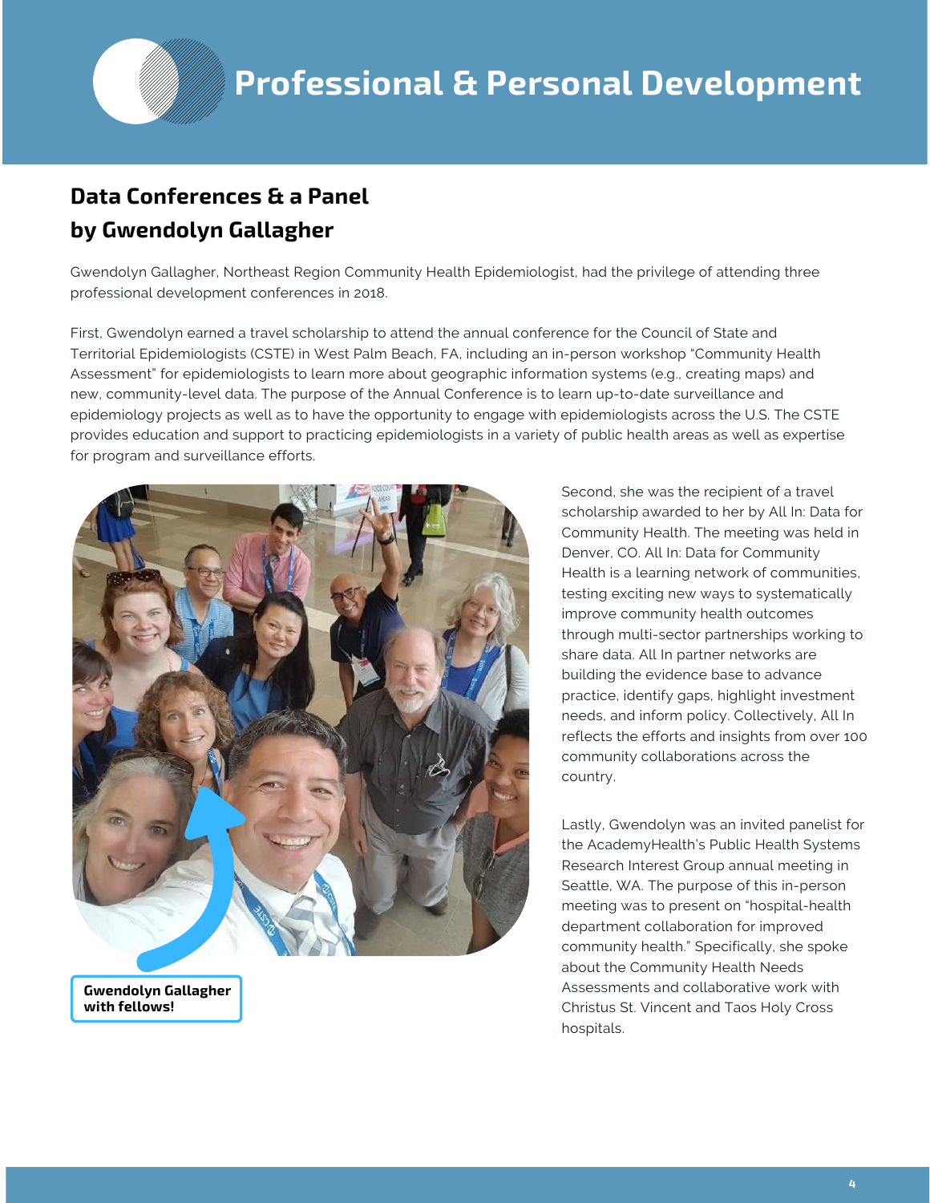# Professional & Personal Development

## Data Conferences & a Panel by Gwendolyn Gallagher

Gwendolyn Gallagher, Northeast Region Community Health Epidemiologist, had the privilege of attending three professional development conferences in 2018.

First, Gwendolyn earned a travel scholarship to attend the annual conference for the Council of State and Territorial Epidemiologists (CSTE) in West Palm Beach, FA, including an in-person workshop "Community Health Assessment" for epidemiologists to learn more about geographic information systems (e.g., creating maps) and new, community-level data. The purpose of the Annual Conference is to learn up-to-date surveillance and epidemiology projects as well as to have the opportunity to engage with epidemiologists across the U.S. The CSTE provides education and support to practicing epidemiologists in a variety of public health areas as well as expertise for program and surveillance efforts.

**Gwendolyn Gallagher with fellows!**

Second, she was the recipient of a travel scholarship awarded to her by All In: Data for Community Health. The meeting was held in Denver, CO. All In: Data for Community Health is a learning network of communities, testing exciting new ways to systematically improve community health outcomes through multi-sector partnerships working to share data. All In partner networks are building the evidence base to advance practice, identify gaps, highlight investment needs, and inform policy. Collectively, All In reflects the efforts and insights from over 100 community collaborations across the country.

Lastly, Gwendolyn was an invited panelist for the AcademyHealth's Public Health Systems Research Interest Group annual meeting in Seattle, WA. The purpose of this in-person meeting was to present on "hospital-health department collaboration for improved community health." Specifically, she spoke about the Community Health Needs Assessments and collaborative work with Christus St. Vincent and Taos Holy Cross hospitals.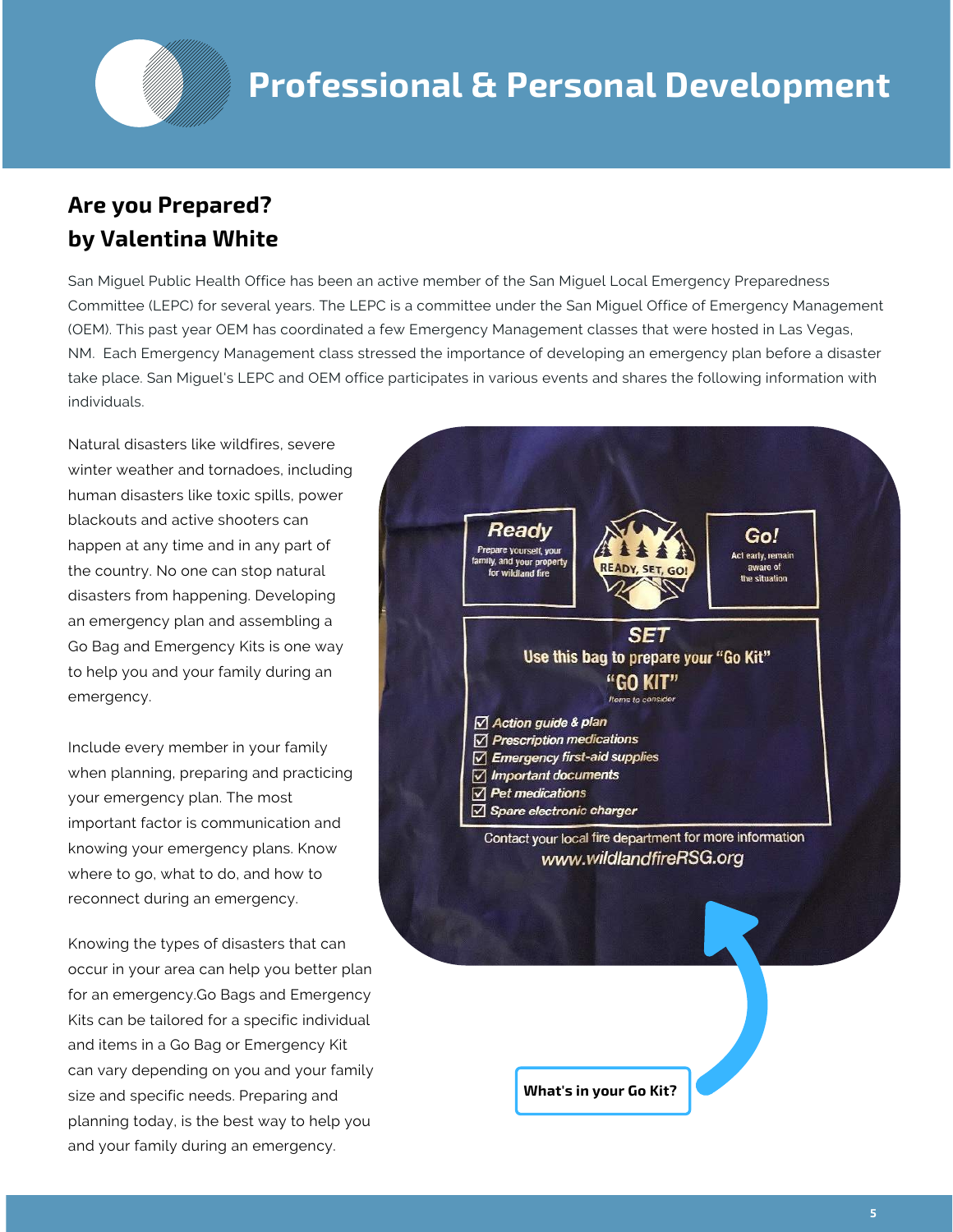# Professional & Personal Development

## Are you Prepared?
## by Valentina White

San Miguel Public Health Office has been an active member of the San Miguel Local Emergency Preparedness Committee (LEPC) for several years. The LEPC is a committee under the San Miguel Office of Emergency Management (OEM). This past year OEM has coordinated a few Emergency Management classes that were hosted in Las Vegas, NM. Each Emergency Management class stressed the importance of developing an emergency plan before a disaster take place. San Miguel's LEPC and OEM office participates in various events and shares the following information with individuals.

Natural disasters like wildfires, severe winter weather and tornadoes, including human disasters like toxic spills, power blackouts and active shooters can happen at any time and in any part of the country. No one can stop natural disasters from happening. Developing an emergency plan and assembling a Go Bag and Emergency Kits is one way to help you and your family during an emergency.

Include every member in your family when planning, preparing and practicing your emergency plan. The most important factor is communication and knowing your emergency plans. Know where to go, what to do, and how to reconnect during an emergency.

Knowing the types of disasters that can occur in your area can help you better plan for an emergency.Go Bags and Emergency Kits can be tailored for a specific individual and items in a Go Bag or Emergency Kit can vary depending on you and your family size and specific needs. Preparing and planning today, is the best way to help you and your family during an emergency.

**Ready** — Prepare yourself, your family, and your property for wildland fire

READY, SET, GO!

**Go!** — Act early, remain aware of the situation

**SET**
Use this bag to prepare your "Go Kit"
"GO KIT"
*Items to consider*

- ☑ *Action guide & plan*
- ☑ *Prescription medications*
- ☑ *Emergency first-aid supplies*
- ☑ *Important documents*
- ☑ *Pet medications*
- ☑ *Spare electronic charger*

Contact your local fire department for more information
*www.wildlandfireRSG.org*

**What's in your Go Kit?**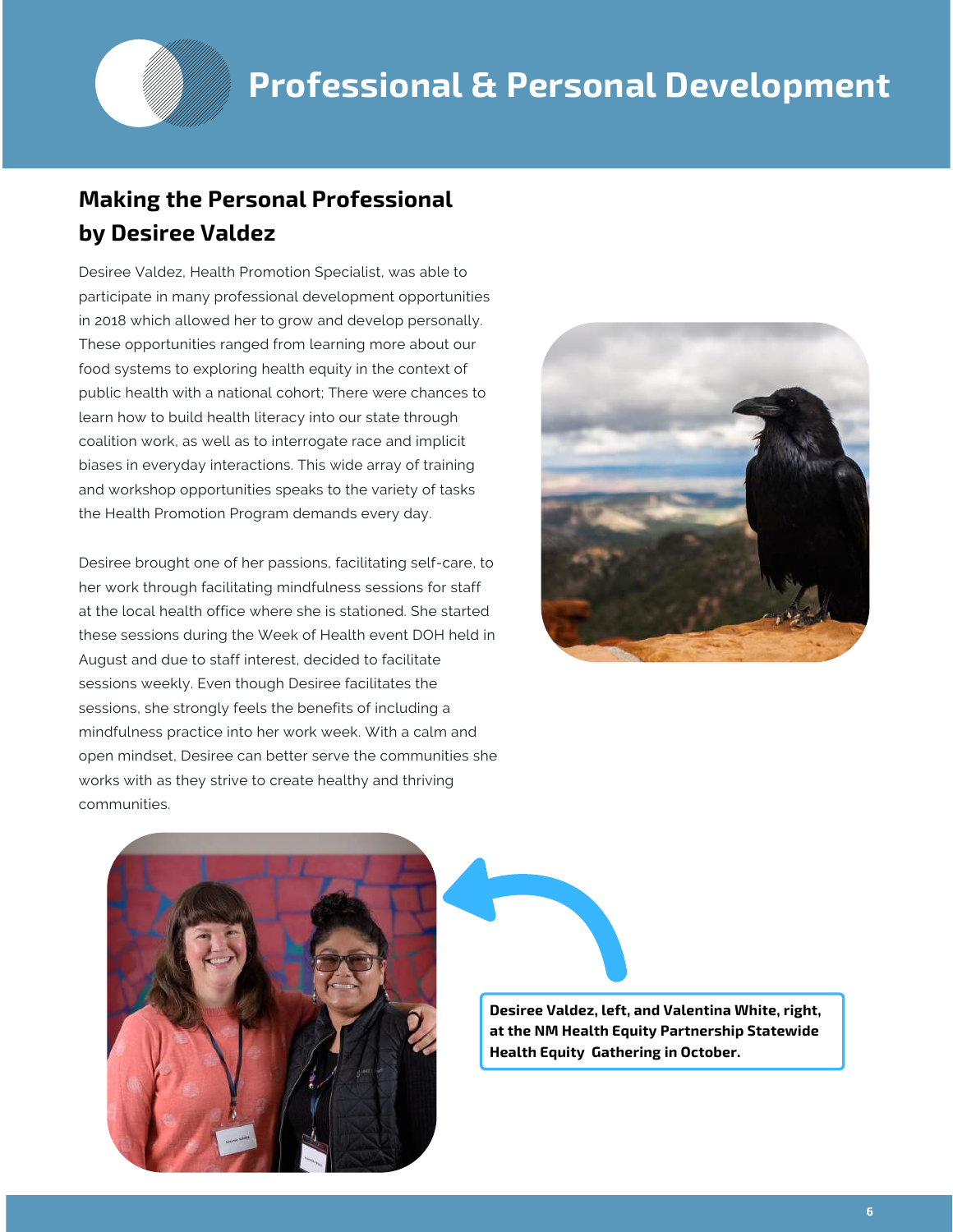# Professional & Personal Development

## Making the Personal Professional by Desiree Valdez

Desiree Valdez, Health Promotion Specialist, was able to participate in many professional development opportunities in 2018 which allowed her to grow and develop personally. These opportunities ranged from learning more about our food systems to exploring health equity in the context of public health with a national cohort; There were chances to learn how to build health literacy into our state through coalition work, as well as to interrogate race and implicit biases in everyday interactions. This wide array of training and workshop opportunities speaks to the variety of tasks the Health Promotion Program demands every day.

Desiree brought one of her passions, facilitating self-care, to her work through facilitating mindfulness sessions for staff at the local health office where she is stationed. She started these sessions during the Week of Health event DOH held in August and due to staff interest, decided to facilitate sessions weekly. Even though Desiree facilitates the sessions, she strongly feels the benefits of including a mindfulness practice into her work week. With a calm and open mindset, Desiree can better serve the communities she works with as they strive to create healthy and thriving communities.

**Desiree Valdez, left, and Valentina White, right, at the NM Health Equity Partnership Statewide Health Equity Gathering in October.**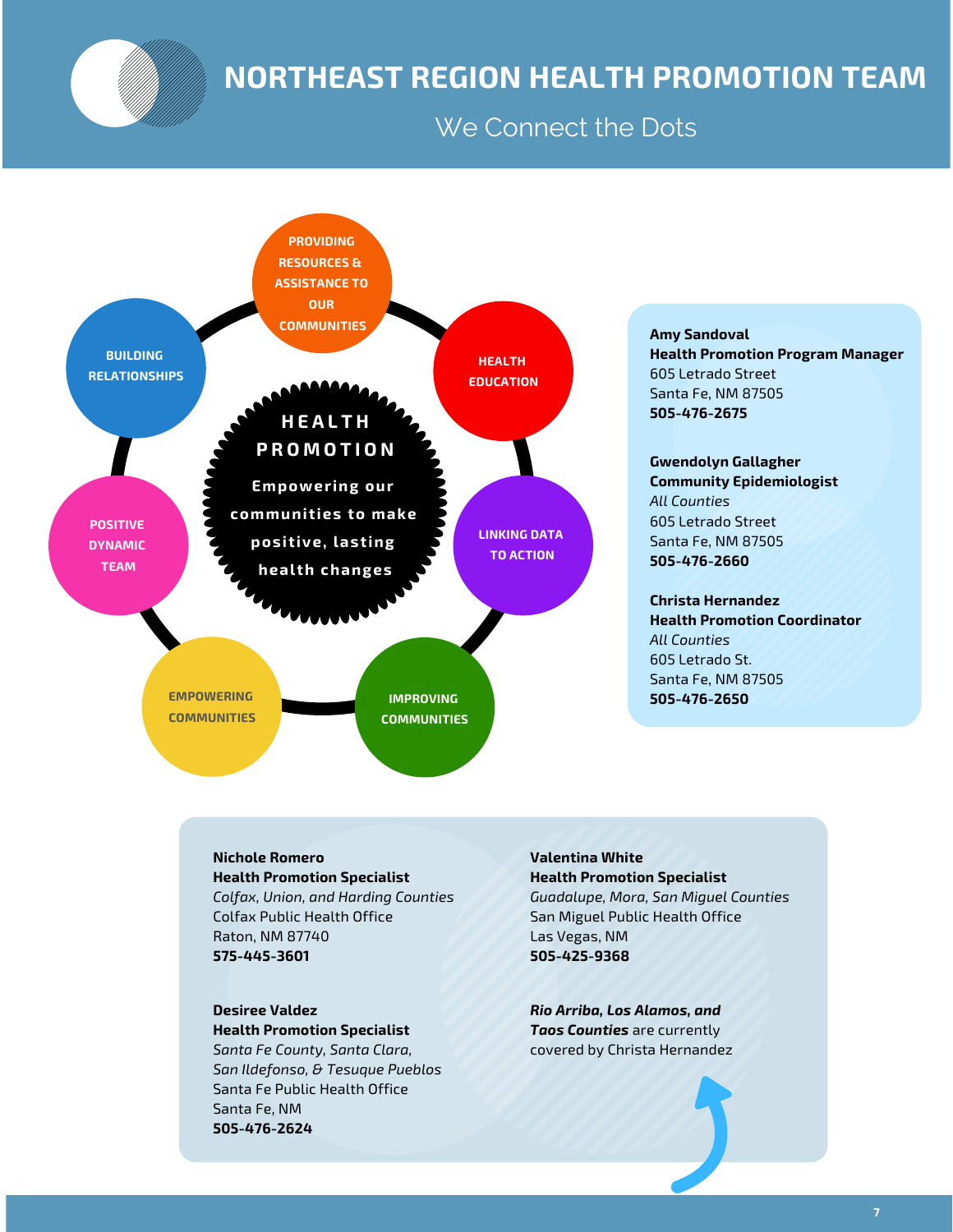# NORTHEAST REGION HEALTH PROMOTION TEAM

We Connect the Dots

PROVIDING RESOURCES & ASSISTANCE TO OUR COMMUNITIES

HEALTH EDUCATION

LINKING DATA TO ACTION

IMPROVING COMMUNITIES

EMPOWERING COMMUNITIES

POSITIVE DYNAMIC TEAM

BUILDING RELATIONSHIPS

**HEALTH PROMOTION**

**Empowering our communities to make positive, lasting health changes**

**Amy Sandoval**
**Health Promotion Program Manager**
605 Letrado Street
Santa Fe, NM 87505
**505-476-2675**

**Gwendolyn Gallagher**
**Community Epidemiologist**
*All Counties*
605 Letrado Street
Santa Fe, NM 87505
**505-476-2660**

**Christa Hernandez**
**Health Promotion Coordinator**
*All Counties*
605 Letrado St.
Santa Fe, NM 87505
**505-476-2650**

**Nichole Romero**
**Health Promotion Specialist**
*Colfax, Union, and Harding Counties*
Colfax Public Health Office
Raton, NM 87740
**575-445-3601**

**Desiree Valdez**
**Health Promotion Specialist**
*Santa Fe County, Santa Clara, San Ildefonso, & Tesuque Pueblos*
Santa Fe Public Health Office
Santa Fe, NM
**505-476-2624**

**Valentina White**
**Health Promotion Specialist**
*Guadalupe, Mora, San Miguel Counties*
San Miguel Public Health Office
Las Vegas, NM
**505-425-9368**

***Rio Arriba, Los Alamos, and Taos Counties*** are currently covered by Christa Hernandez